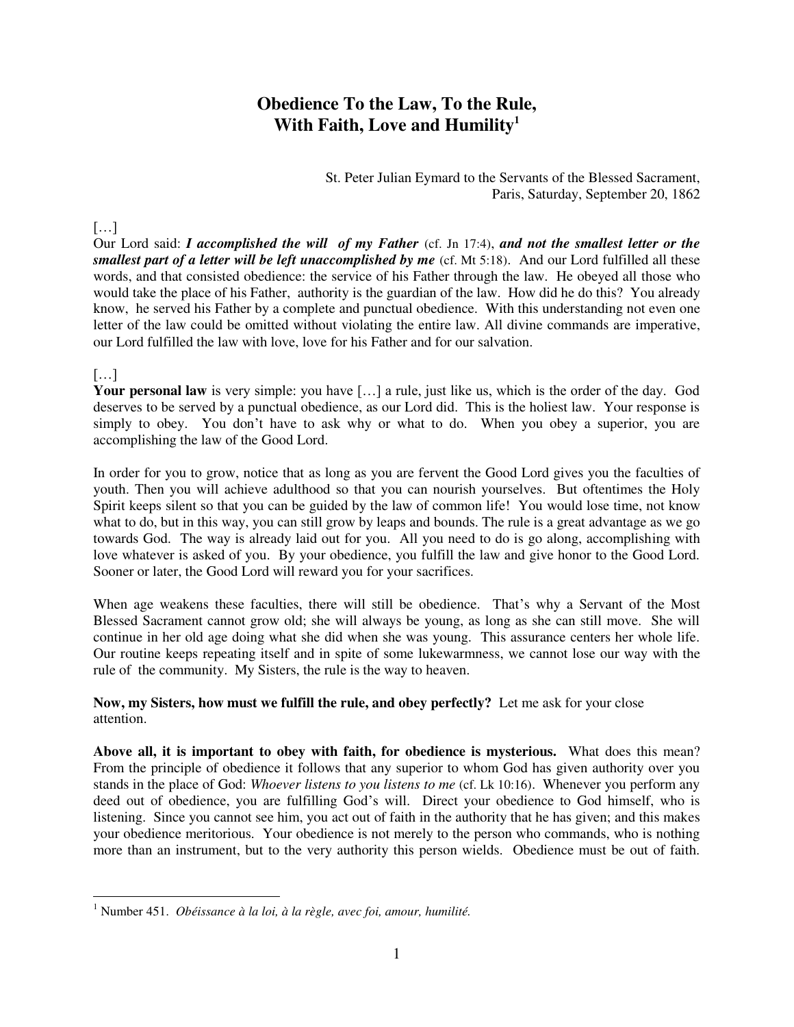# Obedience To the Law, To the Rule, With Faith, Love and Humility[1]

St. Peter Julian Eymard to the Servants of the Blessed Sacrament,
Paris, Saturday, September 20, 1862

[…]
Our Lord said: ***I accomplished the will of my Father*** (cf. Jn 17:4), ***and not the smallest letter or the smallest part of a letter will be left unaccomplished by me*** (cf. Mt 5:18). And our Lord fulfilled all these words, and that consisted obedience: the service of his Father through the law. He obeyed all those who would take the place of his Father, authority is the guardian of the law. How did he do this? You already know, he served his Father by a complete and punctual obedience. With this understanding not even one letter of the law could be omitted without violating the entire law. All divine commands are imperative, our Lord fulfilled the law with love, love for his Father and for our salvation.

[…]
**Your personal law** is very simple: you have […] a rule, just like us, which is the order of the day. God deserves to be served by a punctual obedience, as our Lord did. This is the holiest law. Your response is simply to obey. You don't have to ask why or what to do. When you obey a superior, you are accomplishing the law of the Good Lord.

In order for you to grow, notice that as long as you are fervent the Good Lord gives you the faculties of youth. Then you will achieve adulthood so that you can nourish yourselves. But oftentimes the Holy Spirit keeps silent so that you can be guided by the law of common life! You would lose time, not know what to do, but in this way, you can still grow by leaps and bounds. The rule is a great advantage as we go towards God. The way is already laid out for you. All you need to do is go along, accomplishing with love whatever is asked of you. By your obedience, you fulfill the law and give honor to the Good Lord. Sooner or later, the Good Lord will reward you for your sacrifices.

When age weakens these faculties, there will still be obedience. That's why a Servant of the Most Blessed Sacrament cannot grow old; she will always be young, as long as she can still move. She will continue in her old age doing what she did when she was young. This assurance centers her whole life. Our routine keeps repeating itself and in spite of some lukewarmness, we cannot lose our way with the rule of the community. My Sisters, the rule is the way to heaven.

**Now, my Sisters, how must we fulfill the rule, and obey perfectly?** Let me ask for your close attention.

**Above all, it is important to obey with faith, for obedience is mysterious.** What does this mean? From the principle of obedience it follows that any superior to whom God has given authority over you stands in the place of God: *Whoever listens to you listens to me* (cf. Lk 10:16). Whenever you perform any deed out of obedience, you are fulfilling God's will. Direct your obedience to God himself, who is listening. Since you cannot see him, you act out of faith in the authority that he has given; and this makes your obedience meritorious. Your obedience is not merely to the person who commands, who is nothing more than an instrument, but to the very authority this person wields. Obedience must be out of faith.

---

[1] Number 451. *Obéissance à la loi, à la règle, avec foi, amour, humilité.*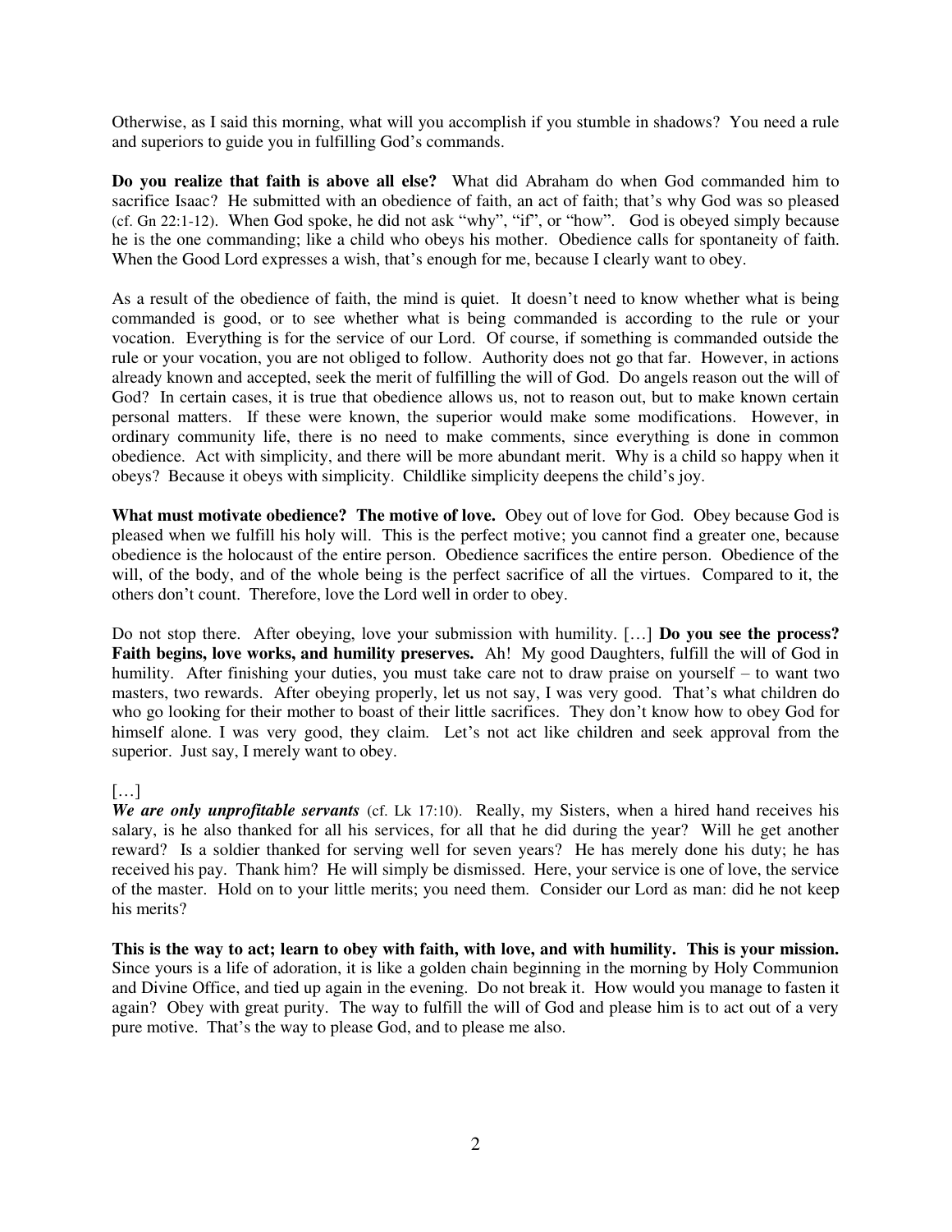Otherwise, as I said this morning, what will you accomplish if you stumble in shadows? You need a rule and superiors to guide you in fulfilling God's commands.

**Do you realize that faith is above all else?** What did Abraham do when God commanded him to sacrifice Isaac? He submitted with an obedience of faith, an act of faith; that's why God was so pleased (cf. Gn 22:1-12). When God spoke, he did not ask "why", "if", or "how". God is obeyed simply because he is the one commanding; like a child who obeys his mother. Obedience calls for spontaneity of faith. When the Good Lord expresses a wish, that's enough for me, because I clearly want to obey.

As a result of the obedience of faith, the mind is quiet. It doesn't need to know whether what is being commanded is good, or to see whether what is being commanded is according to the rule or your vocation. Everything is for the service of our Lord. Of course, if something is commanded outside the rule or your vocation, you are not obliged to follow. Authority does not go that far. However, in actions already known and accepted, seek the merit of fulfilling the will of God. Do angels reason out the will of God? In certain cases, it is true that obedience allows us, not to reason out, but to make known certain personal matters. If these were known, the superior would make some modifications. However, in ordinary community life, there is no need to make comments, since everything is done in common obedience. Act with simplicity, and there will be more abundant merit. Why is a child so happy when it obeys? Because it obeys with simplicity. Childlike simplicity deepens the child's joy.

**What must motivate obedience? The motive of love.** Obey out of love for God. Obey because God is pleased when we fulfill his holy will. This is the perfect motive; you cannot find a greater one, because obedience is the holocaust of the entire person. Obedience sacrifices the entire person. Obedience of the will, of the body, and of the whole being is the perfect sacrifice of all the virtues. Compared to it, the others don't count. Therefore, love the Lord well in order to obey.

Do not stop there. After obeying, love your submission with humility. […] **Do you see the process? Faith begins, love works, and humility preserves.** Ah! My good Daughters, fulfill the will of God in humility. After finishing your duties, you must take care not to draw praise on yourself – to want two masters, two rewards. After obeying properly, let us not say, I was very good. That's what children do who go looking for their mother to boast of their little sacrifices. They don't know how to obey God for himself alone. I was very good, they claim. Let's not act like children and seek approval from the superior. Just say, I merely want to obey.

[…]

***We are only unprofitable servants*** (cf. Lk 17:10). Really, my Sisters, when a hired hand receives his salary, is he also thanked for all his services, for all that he did during the year? Will he get another reward? Is a soldier thanked for serving well for seven years? He has merely done his duty; he has received his pay. Thank him? He will simply be dismissed. Here, your service is one of love, the service of the master. Hold on to your little merits; you need them. Consider our Lord as man: did he not keep his merits?

**This is the way to act; learn to obey with faith, with love, and with humility. This is your mission.** Since yours is a life of adoration, it is like a golden chain beginning in the morning by Holy Communion and Divine Office, and tied up again in the evening. Do not break it. How would you manage to fasten it again? Obey with great purity. The way to fulfill the will of God and please him is to act out of a very pure motive. That's the way to please God, and to please me also.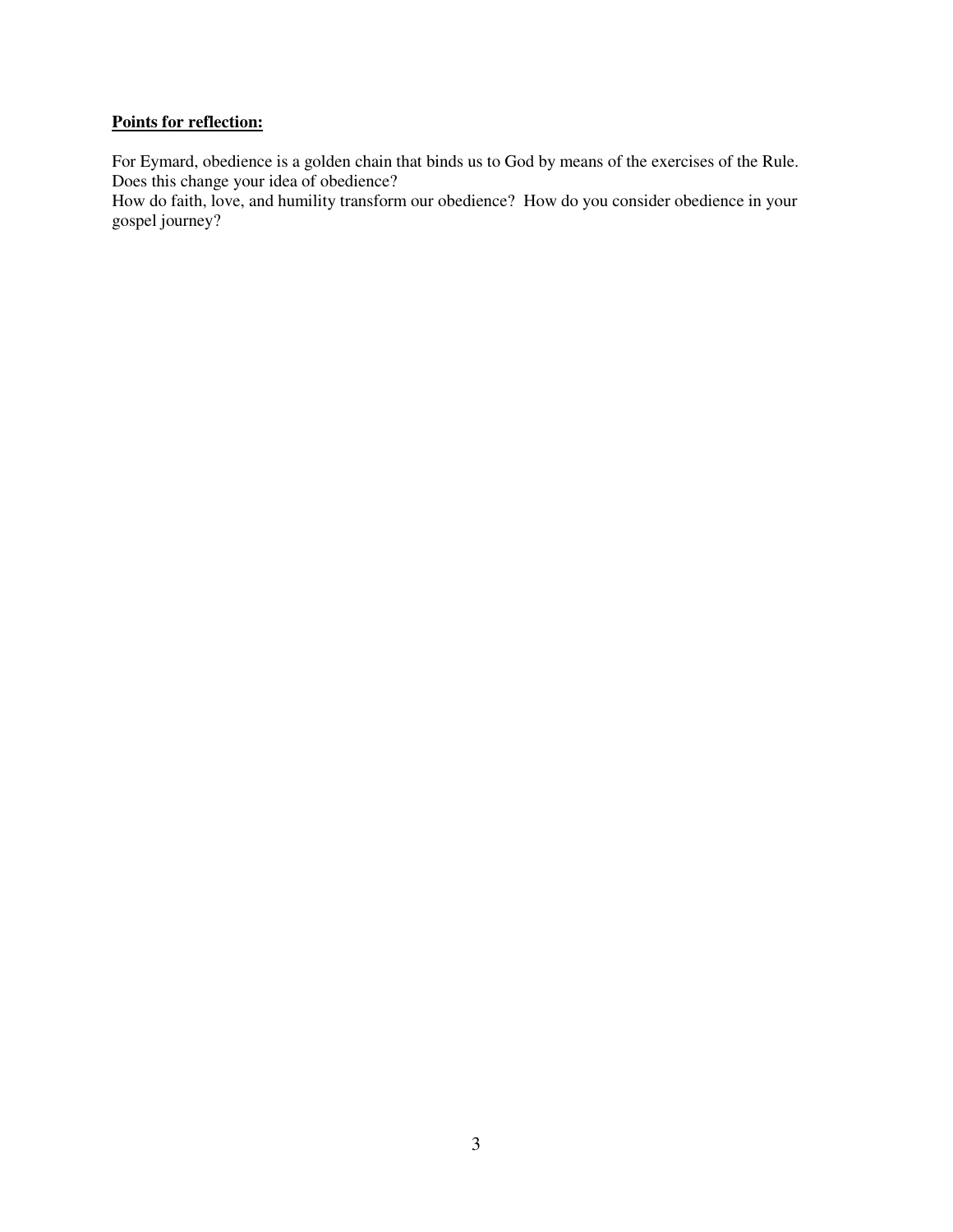**Points for reflection:**

For Eymard, obedience is a golden chain that binds us to God by means of the exercises of the Rule. Does this change your idea of obedience?

How do faith, love, and humility transform our obedience? How do you consider obedience in your gospel journey?